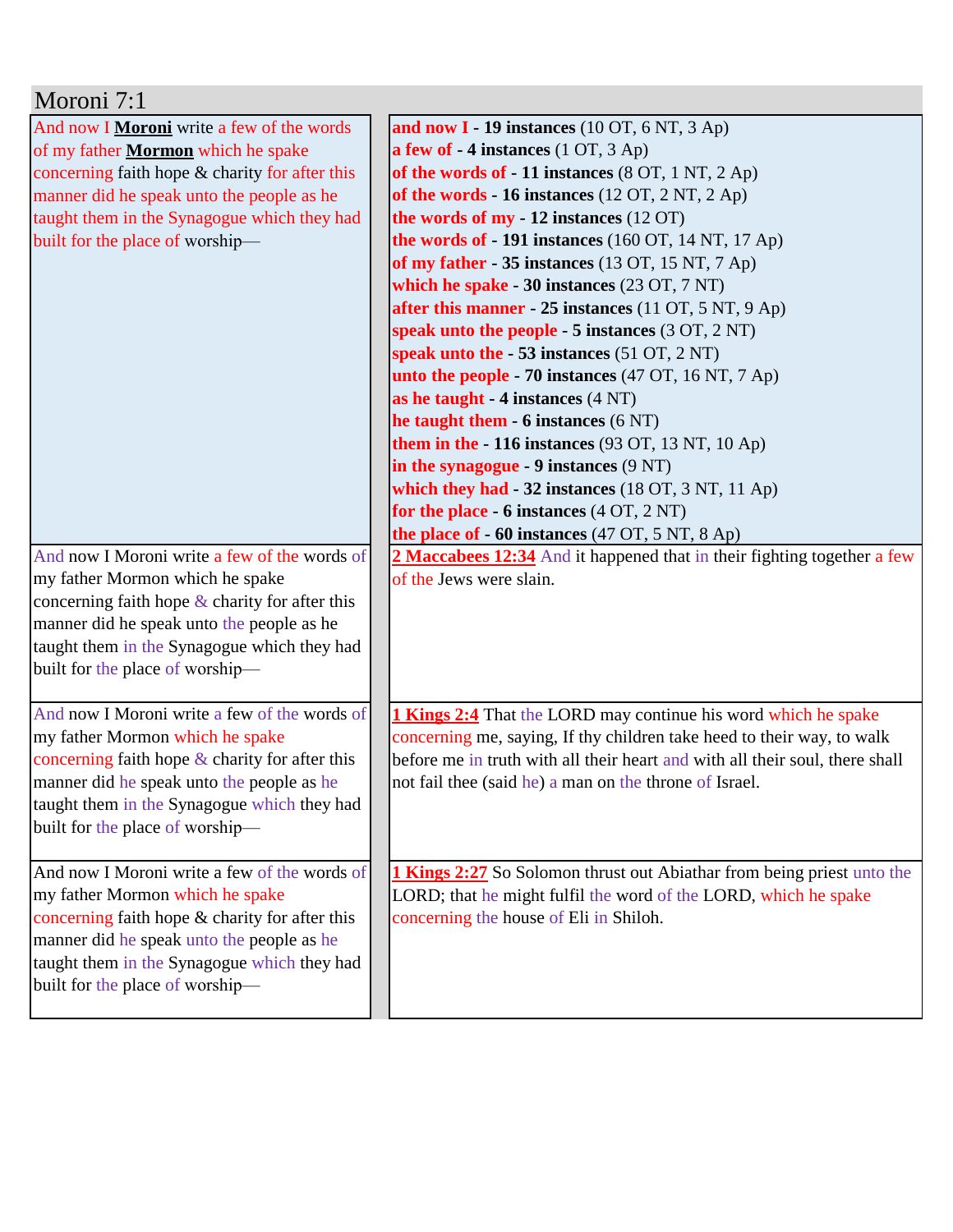# Moroni 7:1

| | |
|---|---|
| And now I **Moroni** write a few of the words of my father **Mormon** which he spake concerning faith hope & charity for after this manner did he speak unto the people as he taught them in the Synagogue which they had built for the place of worship— | **and now I - 19 instances** (10 OT, 6 NT, 3 Ap)<br>**a few of - 4 instances** (1 OT, 3 Ap)<br>**of the words of - 11 instances** (8 OT, 1 NT, 2 Ap)<br>**of the words - 16 instances** (12 OT, 2 NT, 2 Ap)<br>**the words of my - 12 instances** (12 OT)<br>**the words of - 191 instances** (160 OT, 14 NT, 17 Ap)<br>**of my father - 35 instances** (13 OT, 15 NT, 7 Ap)<br>**which he spake - 30 instances** (23 OT, 7 NT)<br>**after this manner - 25 instances** (11 OT, 5 NT, 9 Ap)<br>**speak unto the people - 5 instances** (3 OT, 2 NT)<br>**speak unto the - 53 instances** (51 OT, 2 NT)<br>**unto the people - 70 instances** (47 OT, 16 NT, 7 Ap)<br>**as he taught - 4 instances** (4 NT)<br>**he taught them - 6 instances** (6 NT)<br>**them in the - 116 instances** (93 OT, 13 NT, 10 Ap)<br>**in the synagogue - 9 instances** (9 NT)<br>**which they had - 32 instances** (18 OT, 3 NT, 11 Ap)<br>**for the place - 6 instances** (4 OT, 2 NT)<br>**the place of - 60 instances** (47 OT, 5 NT, 8 Ap) |
| And now I Moroni write a few of the words of my father Mormon which he spake concerning faith hope & charity for after this manner did he speak unto the people as he taught them in the Synagogue which they had built for the place of worship— | **2 Maccabees 12:34** And it happened that in their fighting together a few of the Jews were slain. |
| And now I Moroni write a few of the words of my father Mormon which he spake concerning faith hope & charity for after this manner did he speak unto the people as he taught them in the Synagogue which they had built for the place of worship— | **1 Kings 2:4** That the LORD may continue his word which he spake concerning me, saying, If thy children take heed to their way, to walk before me in truth with all their heart and with all their soul, there shall not fail thee (said he) a man on the throne of Israel. |
| And now I Moroni write a few of the words of my father Mormon which he spake concerning faith hope & charity for after this manner did he speak unto the people as he taught them in the Synagogue which they had built for the place of worship— | **1 Kings 2:27** So Solomon thrust out Abiathar from being priest unto the LORD; that he might fulfil the word of the LORD, which he spake concerning the house of Eli in Shiloh. |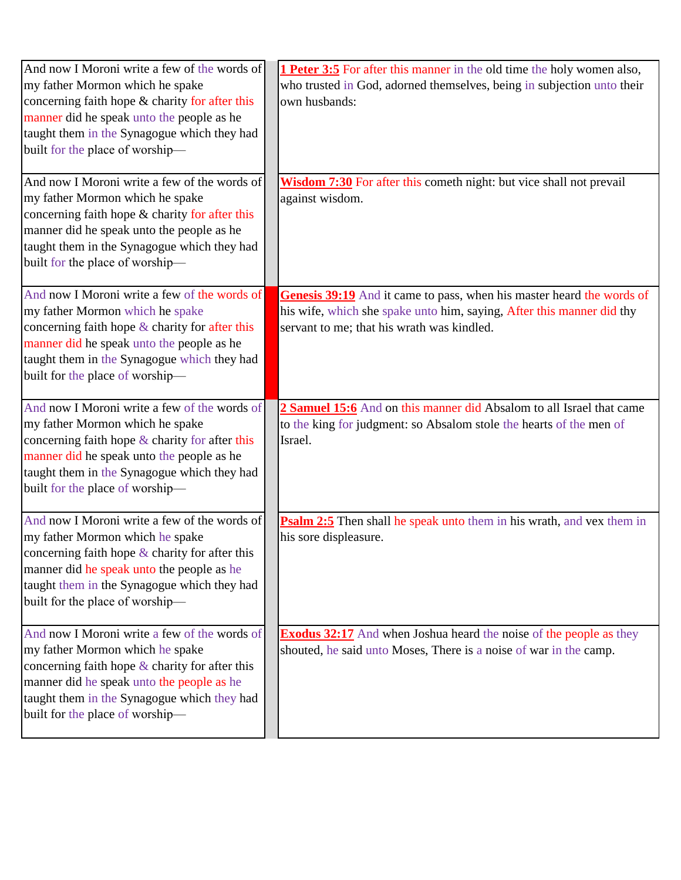| | |
|---|---|
| And now I Moroni write a few of the words of my father Mormon which he spake concerning faith hope & charity for after this manner did he speak unto the people as he taught them in the Synagogue which they had built for the place of worship— | **1 Peter 3:5** For after this manner in the old time the holy women also, who trusted in God, adorned themselves, being in subjection unto their own husbands: |
| And now I Moroni write a few of the words of my father Mormon which he spake concerning faith hope & charity for after this manner did he speak unto the people as he taught them in the Synagogue which they had built for the place of worship— | **Wisdom 7:30** For after this cometh night: but vice shall not prevail against wisdom. |
| And now I Moroni write a few of the words of my father Mormon which he spake concerning faith hope & charity for after this manner did he speak unto the people as he taught them in the Synagogue which they had built for the place of worship— | **Genesis 39:19** And it came to pass, when his master heard the words of his wife, which she spake unto him, saying, After this manner did thy servant to me; that his wrath was kindled. |
| And now I Moroni write a few of the words of my father Mormon which he spake concerning faith hope & charity for after this manner did he speak unto the people as he taught them in the Synagogue which they had built for the place of worship— | **2 Samuel 15:6** And on this manner did Absalom to all Israel that came to the king for judgment: so Absalom stole the hearts of the men of Israel. |
| And now I Moroni write a few of the words of my father Mormon which he spake concerning faith hope & charity for after this manner did he speak unto the people as he taught them in the Synagogue which they had built for the place of worship— | **Psalm 2:5** Then shall he speak unto them in his wrath, and vex them in his sore displeasure. |
| And now I Moroni write a few of the words of my father Mormon which he spake concerning faith hope & charity for after this manner did he speak unto the people as he taught them in the Synagogue which they had built for the place of worship— | **Exodus 32:17** And when Joshua heard the noise of the people as they shouted, he said unto Moses, There is a noise of war in the camp. |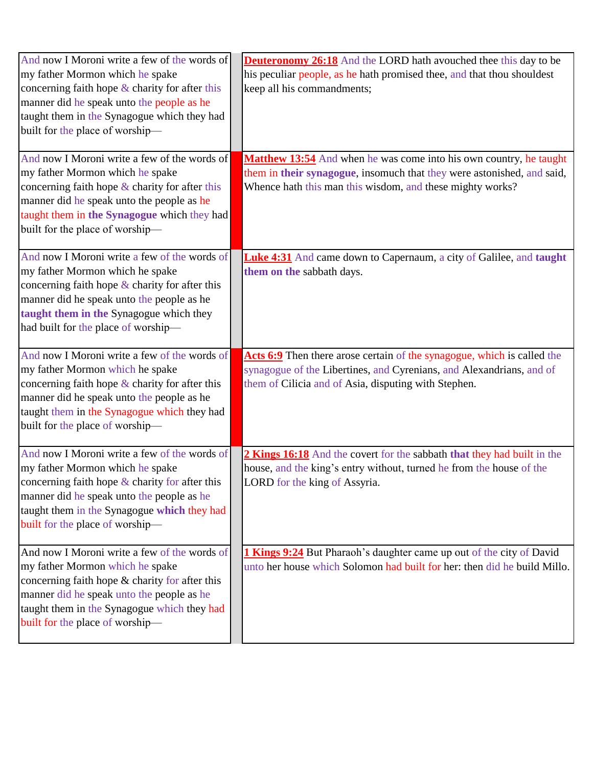| | |
|---|---|
| And now I Moroni write a few of the words of my father Mormon which he spake concerning faith hope & charity for after this manner did he speak unto the people as he taught them in the Synagogue which they had built for the place of worship— | **Deuteronomy 26:18** And the LORD hath avouched thee this day to be his peculiar people, as he hath promised thee, and that thou shouldest keep all his commandments; |
| And now I Moroni write a few of the words of my father Mormon which he spake concerning faith hope & charity for after this manner did he speak unto the people as he taught them in **the Synagogue** which they had built for the place of worship— | **Matthew 13:54** And when he was come into his own country, he taught them in **their synagogue**, insomuch that they were astonished, and said, Whence hath this man this wisdom, and these mighty works? |
| And now I Moroni write a few of the words of my father Mormon which he spake concerning faith hope & charity for after this manner did he speak unto the people as he **taught them in the** Synagogue which they had built for the place of worship— | **Luke 4:31** And came down to Capernaum, a city of Galilee, and **taught them on the** sabbath days. |
| And now I Moroni write a few of the words of my father Mormon which he spake concerning faith hope & charity for after this manner did he speak unto the people as he taught them in the Synagogue which they had built for the place of worship— | **Acts 6:9** Then there arose certain of the synagogue, which is called the synagogue of the Libertines, and Cyrenians, and Alexandrians, and of them of Cilicia and of Asia, disputing with Stephen. |
| And now I Moroni write a few of the words of my father Mormon which he spake concerning faith hope & charity for after this manner did he speak unto the people as he taught them in the Synagogue **which** they had built for the place of worship— | **2 Kings 16:18** And the covert for the sabbath **that** they had built in the house, and the king's entry without, turned he from the house of the LORD for the king of Assyria. |
| And now I Moroni write a few of the words of my father Mormon which he spake concerning faith hope & charity for after this manner did he speak unto the people as he taught them in the Synagogue which they had built for the place of worship— | **1 Kings 9:24** But Pharaoh's daughter came up out of the city of David unto her house which Solomon had built for her: then did he build Millo. |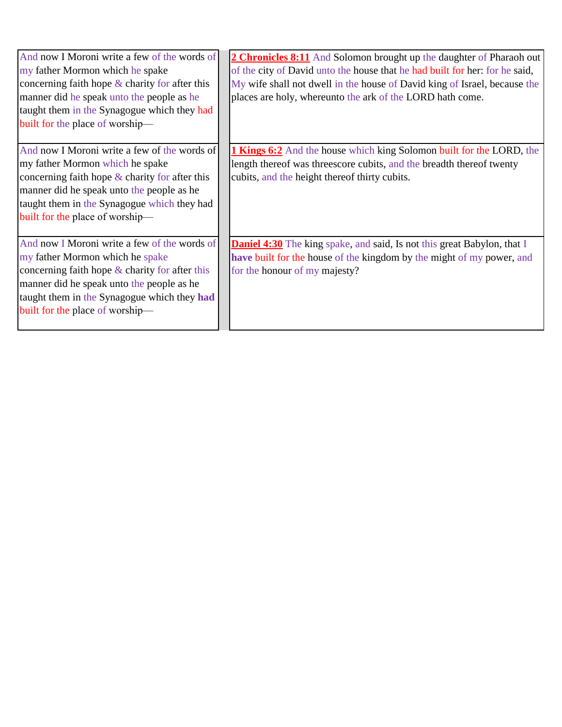| | |
|---|---|
| And now I Moroni write a few of the words of my father Mormon which he spake concerning faith hope & charity for after this manner did he speak unto the people as he taught them in the Synagogue which they had built for the place of worship— | **2 Chronicles 8:11** And Solomon brought up the daughter of Pharaoh out of the city of David unto the house that he had built for her: for he said, My wife shall not dwell in the house of David king of Israel, because the places are holy, whereunto the ark of the LORD hath come. |
| And now I Moroni write a few of the words of my father Mormon which he spake concerning faith hope & charity for after this manner did he speak unto the people as he taught them in the Synagogue which they had built for the place of worship— | **1 Kings 6:2** And the house which king Solomon built for the LORD, the length thereof was threescore cubits, and the breadth thereof twenty cubits, and the height thereof thirty cubits. |
| And now I Moroni write a few of the words of my father Mormon which he spake concerning faith hope & charity for after this manner did he speak unto the people as he taught them in the Synagogue which they **had** built for the place of worship— | **Daniel 4:30** The king spake, and said, Is not this great Babylon, that I **have** built for the house of the kingdom by the might of my power, and for the honour of my majesty? |